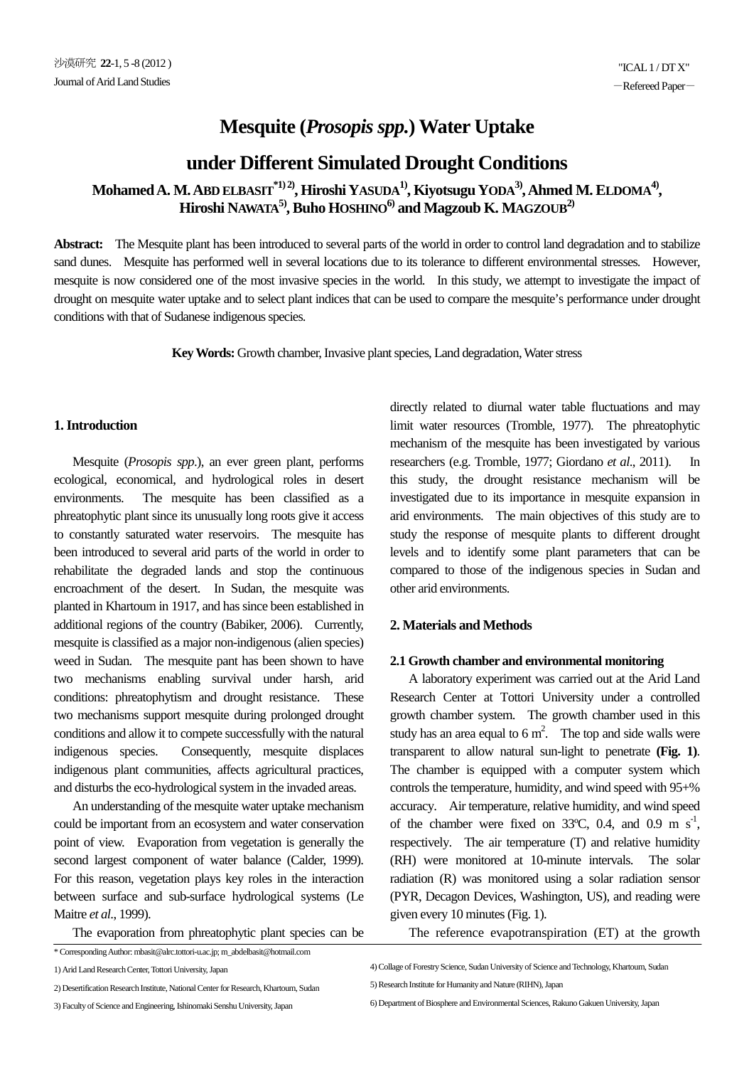# Mesquite (*Prosopis spp.*) Water Uptake under Different Simulated Drought Conditions

**Mohamed A. M. ABD ELBASIT*[1,2], Hiroshi YASUDA[1], Kiyotsugu YODA[3], Ahmed M. ELDOMA[4], Hiroshi NAWATA[5], Buho HOSHINO[6] and Magzoub K. MAGZOUB[2]**

**Abstract:** The Mesquite plant has been introduced to several parts of the world in order to control land degradation and to stabilize sand dunes. Mesquite has performed well in several locations due to its tolerance to different environmental stresses. However, mesquite is now considered one of the most invasive species in the world. In this study, we attempt to investigate the impact of drought on mesquite water uptake and to select plant indices that can be used to compare the mesquite's performance under drought conditions with that of Sudanese indigenous species.

**Key Words:** Growth chamber, Invasive plant species, Land degradation, Water stress

## 1. Introduction

Mesquite (*Prosopis spp*.), an ever green plant, performs ecological, economical, and hydrological roles in desert environments. The mesquite has been classified as a phreatophytic plant since its unusually long roots give it access to constantly saturated water reservoirs. The mesquite has been introduced to several arid parts of the world in order to rehabilitate the degraded lands and stop the continuous encroachment of the desert. In Sudan, the mesquite was planted in Khartoum in 1917, and has since been established in additional regions of the country (Babiker, 2006). Currently, mesquite is classified as a major non-indigenous (alien species) weed in Sudan. The mesquite pant has been shown to have two mechanisms enabling survival under harsh, arid conditions: phreatophytism and drought resistance. These two mechanisms support mesquite during prolonged drought conditions and allow it to compete successfully with the natural indigenous species. Consequently, mesquite displaces indigenous plant communities, affects agricultural practices, and disturbs the eco-hydrological system in the invaded areas.

An understanding of the mesquite water uptake mechanism could be important from an ecosystem and water conservation point of view. Evaporation from vegetation is generally the second largest component of water balance (Calder, 1999). For this reason, vegetation plays key roles in the interaction between surface and sub-surface hydrological systems (Le Maitre *et al*., 1999).

The evaporation from phreatophytic plant species can be directly related to diurnal water table fluctuations and may limit water resources (Tromble, 1977). The phreatophytic mechanism of the mesquite has been investigated by various researchers (e.g. Tromble, 1977; Giordano *et al*., 2011). In this study, the drought resistance mechanism will be investigated due to its importance in mesquite expansion in arid environments. The main objectives of this study are to study the response of mesquite plants to different drought levels and to identify some plant parameters that can be compared to those of the indigenous species in Sudan and other arid environments.

## 2. Materials and Methods

### 2.1 Growth chamber and environmental monitoring

A laboratory experiment was carried out at the Arid Land Research Center at Tottori University under a controlled growth chamber system. The growth chamber used in this study has an area equal to 6 $m^2$. The top and side walls were transparent to allow natural sun-light to penetrate **(Fig. 1)**. The chamber is equipped with a computer system which controls the temperature, humidity, and wind speed with 95+% accuracy. Air temperature, relative humidity, and wind speed of the chamber were fixed on 33ºC, 0.4, and 0.9 m $s^{-1}$, respectively. The air temperature (T) and relative humidity (RH) were monitored at 10-minute intervals. The solar radiation (R) was monitored using a solar radiation sensor (PYR, Decagon Devices, Washington, US), and reading were given every 10 minutes (Fig. 1).

The reference evapotranspiration (ET) at the growth

\* Corresponding Author: mbasit@alrc.tottori-u.ac.jp; m_abdelbasit@hotmail.com

1) Arid Land Research Center, Tottori University, Japan

2) Desertification Research Institute, National Center for Research, Khartoum, Sudan

3) Faculty of Science and Engineering, Ishinomaki Senshu University, Japan

4) Collage of Forestry Science, Sudan University of Science and Technology, Khartoum, Sudan

5) Research Institute for Humanity and Nature (RIHN), Japan

6) Department of Biosphere and Environmental Sciences, Rakuno Gakuen University, Japan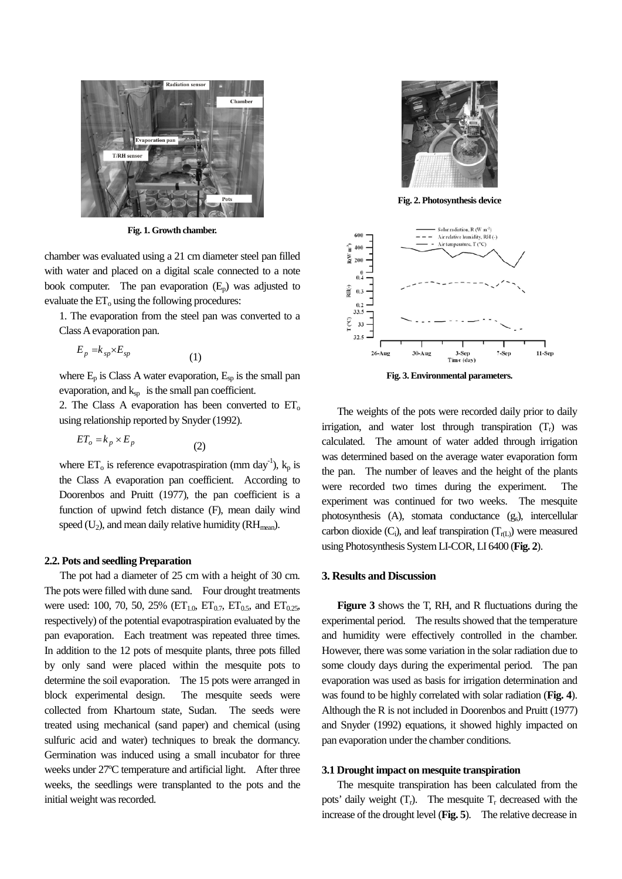Fig. 1. Growth chamber.

chamber was evaluated using a 21 cm diameter steel pan filled with water and placed on a digital scale connected to a note book computer. The pan evaporation ($E_p$) was adjusted to evaluate the $ET_o$ using the following procedures:

1. The evaporation from the steel pan was converted to a Class A evaporation pan.

$$E_p = k_{sp} \times E_{sp} \quad (1)$$

where $E_p$ is Class A water evaporation, $E_{sp}$ is the small pan evaporation, and $k_{sp}$ is the small pan coefficient.

2. The Class A evaporation has been converted to $ET_o$ using relationship reported by Snyder (1992).

$$ET_o = k_p \times E_p \quad (2)$$

where $ET_o$ is reference evapotraspiration (mm $day^{-1}$), $k_p$ is the Class A evaporation pan coefficient. According to Doorenbos and Pruitt (1977), the pan coefficient is a function of upwind fetch distance (F), mean daily wind speed ($U_2$), and mean daily relative humidity ($RH_{mean}$).

**2.2. Pots and seedling Preparation**

The pot had a diameter of 25 cm with a height of 30 cm. The pots were filled with dune sand. Four drought treatments were used: 100, 70, 50, 25% ($ET_{1.0}$, $ET_{0.7}$, $ET_{0.5}$, and $ET_{0.25}$, respectively) of the potential evapotranspiration evaluated by the pan evaporation. Each treatment was repeated three times. In addition to the 12 pots of mesquite plants, three pots filled by only sand were placed within the mesquite pots to determine the soil evaporation. The 15 pots were arranged in block experimental design. The mesquite seeds were collected from Khartoum state, Sudan. The seeds were treated using mechanical (sand paper) and chemical (using sulfuric acid and water) techniques to break the dormancy. Germination was induced using a small incubator for three weeks under 27ºC temperature and artificial light. After three weeks, the seedlings were transplanted to the pots and the initial weight was recorded.

Fig. 2. Photosynthesis device

Fig. 3. Environmental parameters.

The weights of the pots were recorded daily prior to daily irrigation, and water lost through transpiration ($T_r$) was calculated. The amount of water added through irrigation was determined based on the average water evaporation form the pan. The number of leaves and the height of the plants were recorded two times during the experiment. The experiment was continued for two weeks. The mesquite photosynthesis (A), stomata conductance ($g_s$), intercellular carbon dioxide ($C_i$), and leaf transpiration ($T_{r(L)}$) were measured using Photosynthesis System LI-COR, LI 6400 (**Fig. 2**).

**3. Results and Discussion**

**Figure 3** shows the T, RH, and R fluctuations during the experimental period. The results showed that the temperature and humidity were effectively controlled in the chamber. However, there was some variation in the solar radiation due to some cloudy days during the experimental period. The pan evaporation was used as basis for irrigation determination and was found to be highly correlated with solar radiation (**Fig. 4**). Although the R is not included in Doorenbos and Pruitt (1977) and Snyder (1992) equations, it showed highly impacted on pan evaporation under the chamber conditions.

**3.1 Drought impact on mesquite transpiration**

The mesquite transpiration has been calculated from the pots' daily weight ($T_r$). The mesquite $T_r$ decreased with the increase of the drought level (**Fig. 5**). The relative decrease in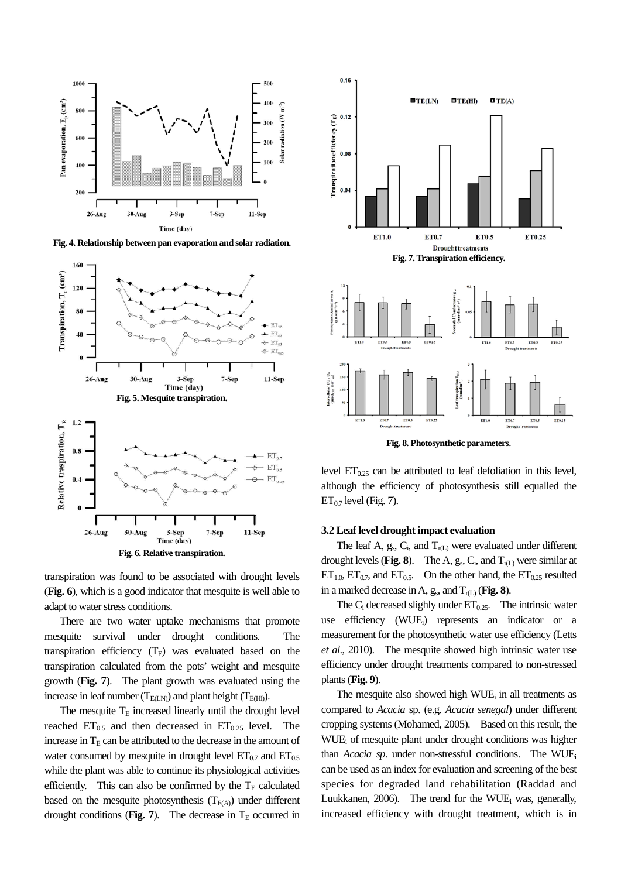Fig. 4. Relationship between pan evaporation and solar radiation.

Fig. 5. Mesquite transpiration.

Fig. 6. Relative transpiration.

transpiration was found to be associated with drought levels (**Fig. 6**), which is a good indicator that mesquite is well able to adapt to water stress conditions.

There are two water uptake mechanisms that promote mesquite survival under drought conditions. The transpiration efficiency ($T_E$) was evaluated based on the transpiration calculated from the pots' weight and mesquite growth (**Fig. 7**). The plant growth was evaluated using the increase in leaf number ($T_{E(LN)}$) and plant height ($T_{E(Hi)}$).

The mesquite $T_E$ increased linearly until the drought level reached $ET_{0.5}$ and then decreased in $ET_{0.25}$ level. The increase in $T_E$ can be attributed to the decrease in the amount of water consumed by mesquite in drought level $ET_{0.7}$ and $ET_{0.5}$ while the plant was able to continue its physiological activities efficiently. This can also be confirmed by the $T_E$ calculated based on the mesquite photosynthesis ($T_{E(A)}$) under different drought conditions (**Fig. 7**). The decrease in $T_E$ occurred in level $ET_{0.25}$ can be attributed to leaf defoliation in this level, although the efficiency of photosynthesis still equalled the $ET_{0.7}$ level (Fig. 7).

Fig. 7. Transpiration efficiency.

Fig. 8. Photosynthetic parameters.

### 3.2 Leaf level drought impact evaluation

The leaf A, $g_s$, $C_i$, and $T_{r(L)}$ were evaluated under different drought levels (**Fig. 8**). The A, $g_s$, $C_i$, and $T_{r(L)}$ were similar at $ET_{1.0}$, $ET_{0.7}$, and $ET_{0.5}$. On the other hand, the $ET_{0.25}$ resulted in a marked decrease in A, $g_s$, and $T_{r(L)}$ (**Fig. 8**).

The $C_i$ decreased slighly under $ET_{0.25}$. The intrinsic water use efficiency ($WUE_i$) represents an indicator or a measurement for the photosynthetic water use efficiency (Letts *et al*., 2010). The mesquite showed high intrinsic water use efficiency under drought treatments compared to non-stressed plants (**Fig. 9**).

The mesquite also showed high $WUE_i$ in all treatments as compared to *Acacia* sp. (e.g. *Acacia senegal*) under different cropping systems (Mohamed, 2005). Based on this result, the $WUE_i$ of mesquite plant under drought conditions was higher than *Acacia sp*. under non-stressful conditions. The $WUE_i$ can be used as an index for evaluation and screening of the best species for degraded land rehabilitation (Raddad and Luukkanen, 2006). The trend for the $WUE_i$ was, generally, increased efficiency with drought treatment, which is in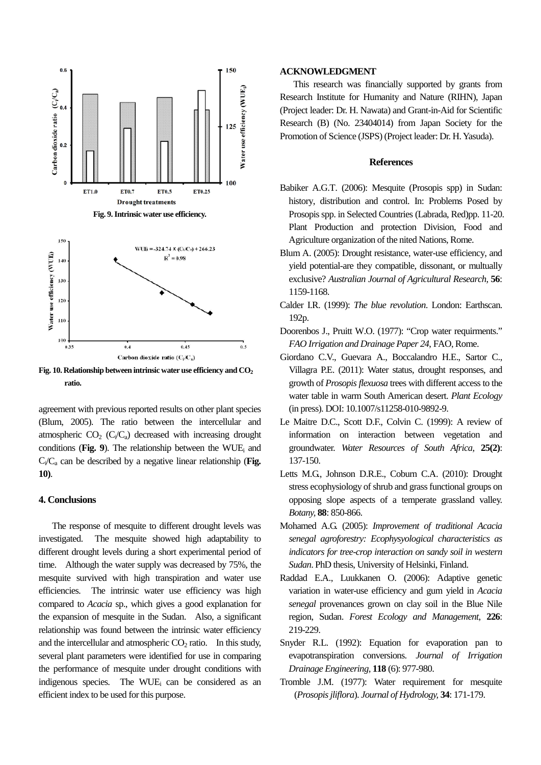0.6

0.4

0.2

0

Carbon dioxide ratio ($C_i/C_a$)

150

125

100

Water use efficiency ($WUE_i$)

ET1.0 ET0.7 ET0.5 ET0.25

Drought treatments

**Fig. 9. Intrinsic water use efficiency.**

150

140

130

120

110

100

0.35 0.4 0.45 0.5

Water use efficiency ($WUE_i$)

Carbon dioxide ratio ($C_i/C_a$)

WUE = -324.74 x ($C_i/C_a$) + 266.23

$R^2$ = 0.98

**Fig. 10. Relationship between intrinsic water use efficiency and $CO_2$ ratio.**

agreement with previous reported results on other plant species (Blum, 2005). The ratio between the intercellular and atmospheric $CO_2$ ($C_i/C_a$) decreased with increasing drought conditions (**Fig. 9**). The relationship between the $WUE_i$ and $C_i/C_a$ can be described by a negative linear relationship (**Fig. 10**).

## 4. Conclusions

The response of mesquite to different drought levels was investigated. The mesquite showed high adaptability to different drought levels during a short experimental period of time. Although the water supply was decreased by 75%, the mesquite survived with high transpiration and water use efficiencies. The intrinsic water use efficiency was high compared to *Acacia* sp., which gives a good explanation for the expansion of mesquite in the Sudan. Also, a significant relationship was found between the intrinsic water efficiency and the intercellular and atmospheric $CO_2$ ratio. In this study, several plant parameters were identified for use in comparing the performance of mesquite under drought conditions with indigenous species. The $WUE_i$ can be considered as an efficient index to be used for this purpose.

## ACKNOWLEDGMENT

This research was financially supported by grants from Research Institute for Humanity and Nature (RIHN), Japan (Project leader: Dr. H. Nawata) and Grant-in-Aid for Scientific Research (B) (No. 23404014) from Japan Society for the Promotion of Science (JSPS) (Project leader: Dr. H. Yasuda).

## References

Babiker A.G.T. (2006): Mesquite (Prosopis spp) in Sudan: history, distribution and control. In: Problems Posed by Prosopis spp. in Selected Countries (Labrada, Red)pp. 11-20. Plant Production and protection Division, Food and Agriculture organization of the nited Nations, Rome.

Blum A. (2005): Drought resistance, water-use efficiency, and yield potential-are they compatible, dissonant, or multually exclusive? *Australian Journal of Agricultural Research,* **56**: 1159-1168.

Calder I.R. (1999): *The blue revolution*. London: Earthscan. 192p.

Doorenbos J., Pruitt W.O. (1977): "Crop water requirments." *FAO Irrigation and Drainage Paper 24*, FAO, Rome.

Giordano C.V., Guevara A., Boccalandro H.E., Sartor C., Villagra P.E. (2011): Water status, drought responses, and growth of *Prosopis flexuosa* trees with different access to the water table in warm South American desert. *Plant Ecology* (in press). DOI: 10.1007/s11258-010-9892-9.

Le Maitre D.C., Scott D.F., Colvin C. (1999): A review of information on interaction between vegetation and groundwater. *Water Resources of South Africa,* **25(2)**: 137-150.

Letts M.G., Johnson D.R.E., Coburn C.A. (2010): Drought stress ecophysiology of shrub and grass functional groups on opposing slope aspects of a temperate grassland valley. *Botany,* **88**: 850-866.

Mohamed A.G. (2005): *Improvement of traditional Acacia senegal agroforestry: Ecophysyological characteristics as indicators for tree-crop interaction on sandy soil in western Sudan*. PhD thesis, University of Helsinki, Finland.

Raddad E.A., Luukkanen O. (2006): Adaptive genetic variation in water-use efficiency and gum yield in *Acacia senegal* provenances grown on clay soil in the Blue Nile region, Sudan. *Forest Ecology and Management*, **226**: 219-229.

Snyder R.L. (1992): Equation for evaporation pan to evapotranspiration conversions. *Journal of Irrigation Drainage Engineering,* **118** (6): 977-980.

Tromble J.M. (1977): Water requirement for mesquite (*Prosopis jliflora*). *Journal of Hydrology,* **34**: 171-179.